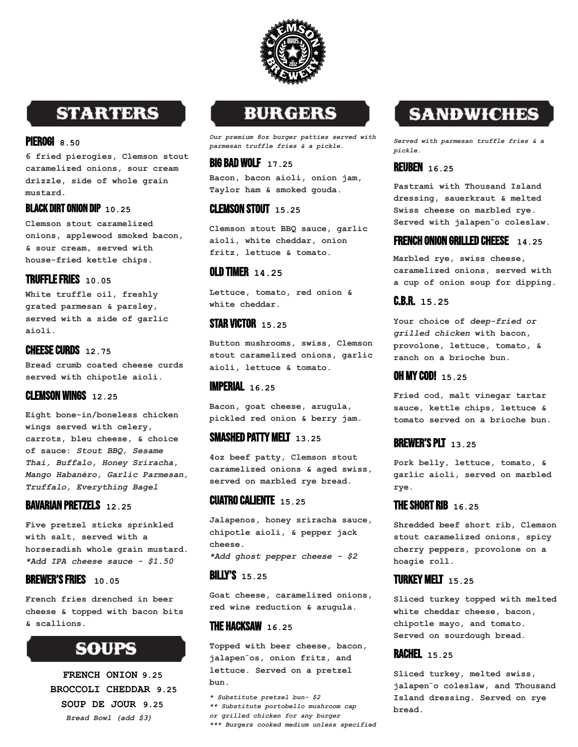# STARTERS

### PIEROGI 8.50

6 fried pierogies, Clemson stout caramelized onions, sour cream drizzle, side of whole grain mustard.

### BLACK DIRT ONION DIP 10.25

Clemson stout caramelized onions, applewood smoked bacon, & sour cream, served with house-fried kettle chips.

### TRUFFLE FRIES 10.05

White truffle oil, freshly grated parmesan & parsley, served with a side of garlic aioli.

### CHEESE CURDS 12.75

Bread crumb coated cheese curds served with chipotle aioli.

### CLEMSON WINGS 12.25

Eight bone-in/boneless chicken wings served with celery, carrots, bleu cheese, & choice of sauce: *Stout BBQ, Sesame Thai, Buffalo, Honey Sriracha, Mango Habanéro, Garlic Parmesan, Truffalo, Everything Bagel*

### BAVARIAN PRETZELS 12.25

Five pretzel sticks sprinkled with salt, served with a horseradish whole grain mustard.
*\*Add IPA cheese sauce - $1.50*

### BREWER'S FRIES 10.05

French fries drenched in beer cheese & topped with bacon bits & scallions.

# SOUPS

**FRENCH ONION 9.25**
**BROCCOLI CHEDDAR 9.25**
**SOUP DE JOUR 9.25**

*Bread Bowl (add $3)*

# BURGERS

*Our premium 8oz burger patties served with parmesan truffle fries & a pickle.*

### BIG BAD WOLF 17.25

Bacon, bacon aioli, onion jam, Taylor ham & smoked gouda.

### CLEMSON STOUT 15.25

Clemson stout BBQ sauce, garlic aioli, white cheddar, onion fritz, lettuce & tomato.

### OLD TIMER 14.25

Lettuce, tomato, red onion & white cheddar.

### STAR VICTOR 15.25

Button mushrooms, swiss, Clemson stout caramelized onions, garlic aioli, lettuce & tomato.

### IMPERIAL 16.25

Bacon, goat cheese, arugula, pickled red onion & berry jam.

### SMASHED PATTY MELT 13.25

4oz beef patty, Clemson stout caramelized onions & aged swiss, served on marbled rye bread.

### CUATRO CALIENTE 15.25

Jalapenos, honey sriracha sauce, chipotle aioli, & pepper jack cheese.
*\*Add ghost pepper cheese - $2*

### BILLY'S 15.25

Goat cheese, caramelized onions, red wine reduction & arugula.

### THE HACKSAW 16.25

Topped with beer cheese, bacon, jalapen˜os, onion fritz, and lettuce. Served on a pretzel bun.

*\* Substitute pretzel bun- $2*
*\*\* Substitute portobello mushroom cap or grilled chicken for any burger*
*\*\*\* Burgers cooked medium unless specified*

# SANDWICHES

*Served with parmesan truffle fries & a pickle.*

### REUBEN 16.25

Pastrami with Thousand Island dressing, sauerkraut & melted Swiss cheese on marbled rye. Served with jalapen˜o coleslaw.

### FRENCH ONION GRILLED CHEESE 14.25

Marbled rye, swiss cheese, caramelized onions, served with a cup of onion soup for dipping.

### C.B.R. 15.25

Your choice of *deep-fried or grilled chicken* with bacon, provolone, lettuce, tomato, & ranch on a brioche bun.

### OH MY COD! 15.25

Fried cod, malt vinegar tartar sauce, kettle chips, lettuce & tomato served on a brioche bun.

### BREWER'S PLT 13.25

Pork belly, lettuce, tomato, & garlic aioli, served on marbled rye.

### THE SHORT RIB 16.25

Shredded beef short rib, Clemson stout caramelized onions, spicy cherry peppers, provolone on a hoagie roll.

### TURKEY MELT 15.25

Sliced turkey topped with melted white cheddar cheese, bacon, chipotle mayo, and tomato. Served on sourdough bread.

### RACHEL 15.25

Sliced turkey, melted swiss, jalapen˜o coleslaw, and Thousand Island dressing. Served on rye bread.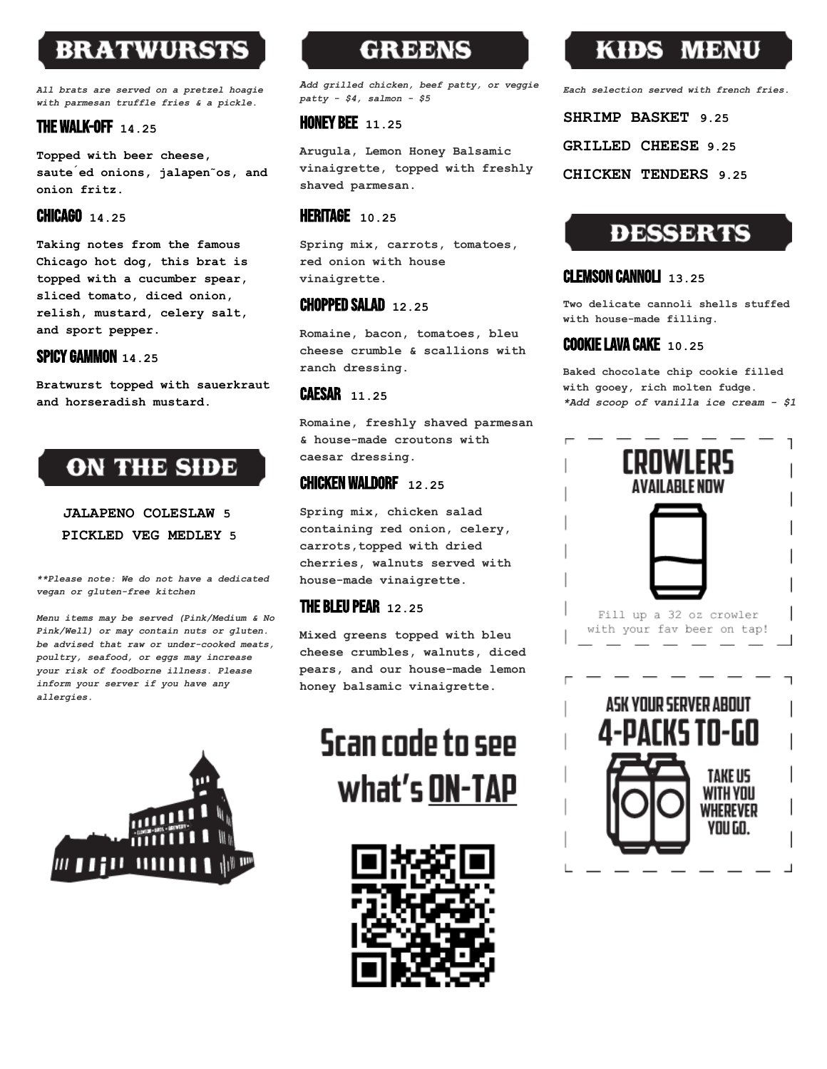## BRATWURSTS

*All brats are served on a pretzel hoagie with parmesan truffle fries & a pickle.*

### THE WALK-OFF 14.25

**Topped with beer cheese, sauteéd onions, jalapeños, and onion fritz.**

### CHICAGO 14.25

**Taking notes from the famous Chicago hot dog, this brat is topped with a cucumber spear, sliced tomato, diced onion, relish, mustard, celery salt, and sport pepper.**

### SPICY GAMMON 14.25

**Bratwurst topped with sauerkraut and horseradish mustard.**

## ON THE SIDE

**JALAPENO COLESLAW 5**

**PICKLED VEG MEDLEY 5**

***Please note: We do not have a dedicated vegan or gluten-free kitchen*

*Menu items may be served (Pink/Medium & No Pink/Well) or may contain nuts or gluten. be advised that raw or under-cooked meats, poultry, seafood, or eggs may increase your risk of foodborne illness. Please inform your server if you have any allergies.*

## GREENS

*Add grilled chicken, beef patty, or veggie patty - $4, salmon - $5*

### HONEY BEE 11.25

**Arugula, Lemon Honey Balsamic vinaigrette, topped with freshly shaved parmesan.**

### HERITAGE 10.25

**Spring mix, carrots, tomatoes, red onion with house vinaigrette.**

### CHOPPED SALAD 12.25

**Romaine, bacon, tomatoes, bleu cheese crumble & scallions with ranch dressing.**

### CAESAR 11.25

**Romaine, freshly shaved parmesan & house-made croutons with caesar dressing.**

### CHICKEN WALDORF 12.25

**Spring mix, chicken salad containing red onion, celery, carrots,topped with dried cherries, walnuts served with house-made vinaigrette.**

### THE BLEU PEAR 12.25

**Mixed greens topped with bleu cheese crumbles, walnuts, diced pears, and our house-made lemon honey balsamic vinaigrette.**

Scan code to see what's ON-TAP

## KIDS MENU

*Each selection served with french fries.*

**SHRIMP BASKET 9.25**

**GRILLED CHEESE 9.25**

**CHICKEN TENDERS 9.25**

## DESSERTS

### CLEMSON CANNOLI 13.25

**Two delicate cannoli shells stuffed with house-made filling.**

### COOKIE LAVA CAKE 10.25

**Baked chocolate chip cookie filled with gooey, rich molten fudge.**
**Add scoop of vanilla ice cream - $1*

CROWLERS AVAILABLE NOW

Fill up a 32 oz crowler with your fav beer on tap!

ASK YOUR SERVER ABOUT 4-PACKS TO-GO

TAKE US WITH YOU WHEREVER YOU GO.